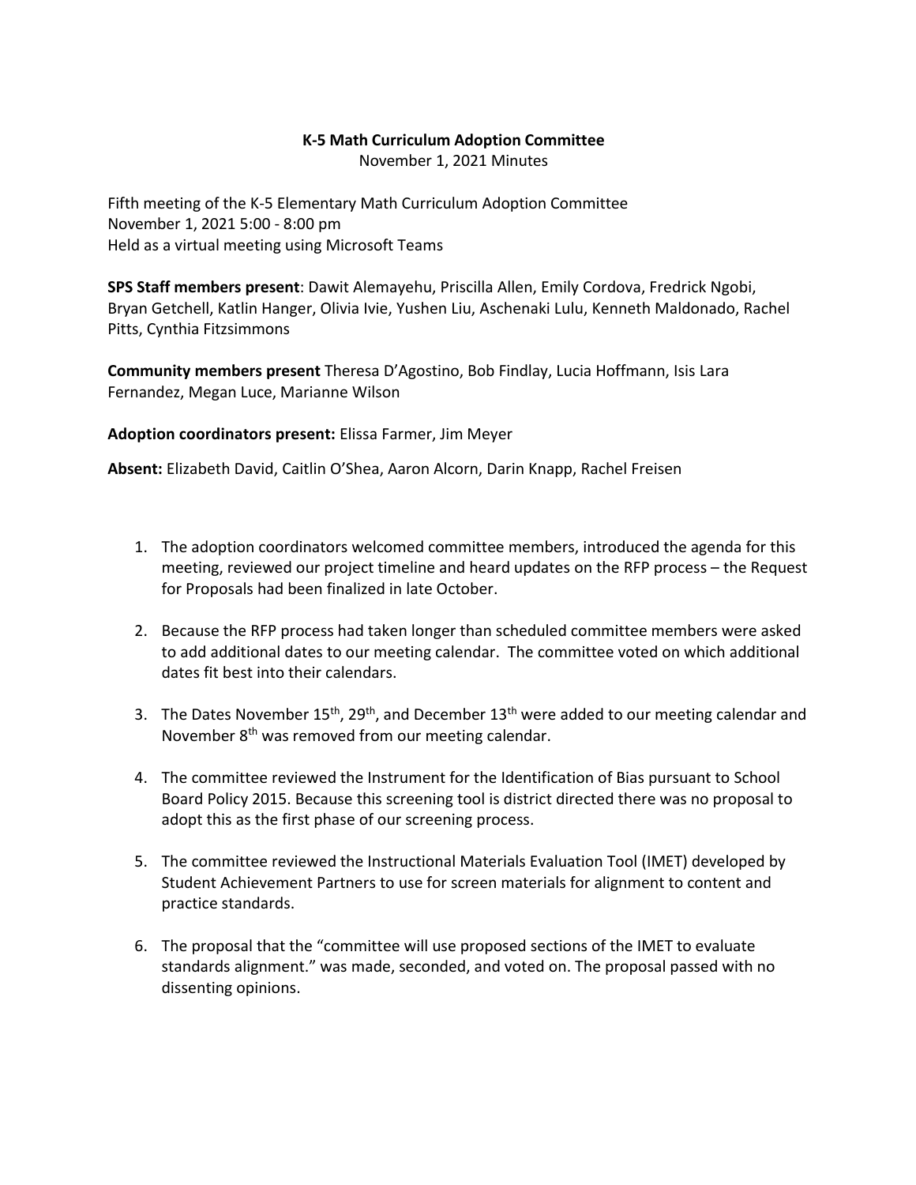**K-5 Math Curriculum Adoption Committee**
November 1, 2021 Minutes

Fifth meeting of the K-5 Elementary Math Curriculum Adoption Committee
November 1, 2021 5:00 - 8:00 pm
Held as a virtual meeting using Microsoft Teams

**SPS Staff members present**: Dawit Alemayehu, Priscilla Allen, Emily Cordova, Fredrick Ngobi, Bryan Getchell, Katlin Hanger, Olivia Ivie, Yushen Liu, Aschenaki Lulu, Kenneth Maldonado, Rachel Pitts, Cynthia Fitzsimmons

**Community members present** Theresa D'Agostino, Bob Findlay, Lucia Hoffmann, Isis Lara Fernandez, Megan Luce, Marianne Wilson

**Adoption coordinators present:** Elissa Farmer, Jim Meyer

**Absent:** Elizabeth David, Caitlin O'Shea, Aaron Alcorn, Darin Knapp, Rachel Freisen

1. The adoption coordinators welcomed committee members, introduced the agenda for this meeting, reviewed our project timeline and heard updates on the RFP process – the Request for Proposals had been finalized in late October.

2. Because the RFP process had taken longer than scheduled committee members were asked to add additional dates to our meeting calendar. The committee voted on which additional dates fit best into their calendars.

3. The Dates November 15th, 29th, and December 13th were added to our meeting calendar and November 8th was removed from our meeting calendar.

4. The committee reviewed the Instrument for the Identification of Bias pursuant to School Board Policy 2015. Because this screening tool is district directed there was no proposal to adopt this as the first phase of our screening process.

5. The committee reviewed the Instructional Materials Evaluation Tool (IMET) developed by Student Achievement Partners to use for screen materials for alignment to content and practice standards.

6. The proposal that the "committee will use proposed sections of the IMET to evaluate standards alignment." was made, seconded, and voted on. The proposal passed with no dissenting opinions.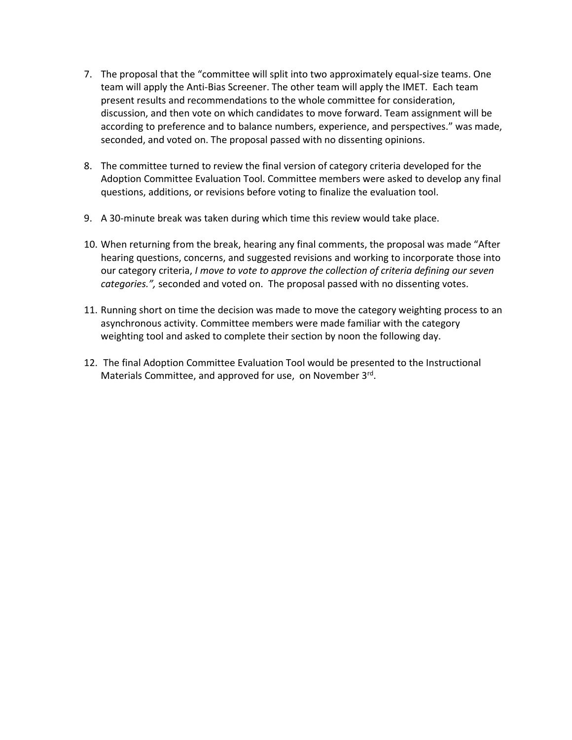7. The proposal that the "committee will split into two approximately equal-size teams. One team will apply the Anti-Bias Screener. The other team will apply the IMET. Each team present results and recommendations to the whole committee for consideration, discussion, and then vote on which candidates to move forward. Team assignment will be according to preference and to balance numbers, experience, and perspectives." was made, seconded, and voted on. The proposal passed with no dissenting opinions.

8. The committee turned to review the final version of category criteria developed for the Adoption Committee Evaluation Tool. Committee members were asked to develop any final questions, additions, or revisions before voting to finalize the evaluation tool.

9. A 30-minute break was taken during which time this review would take place.

10. When returning from the break, hearing any final comments, the proposal was made "After hearing questions, concerns, and suggested revisions and working to incorporate those into our category criteria, *I move to vote to approve the collection of criteria defining our seven categories.",* seconded and voted on. The proposal passed with no dissenting votes.

11. Running short on time the decision was made to move the category weighting process to an asynchronous activity. Committee members were made familiar with the category weighting tool and asked to complete their section by noon the following day.

12. The final Adoption Committee Evaluation Tool would be presented to the Instructional Materials Committee, and approved for use, on November 3rd.